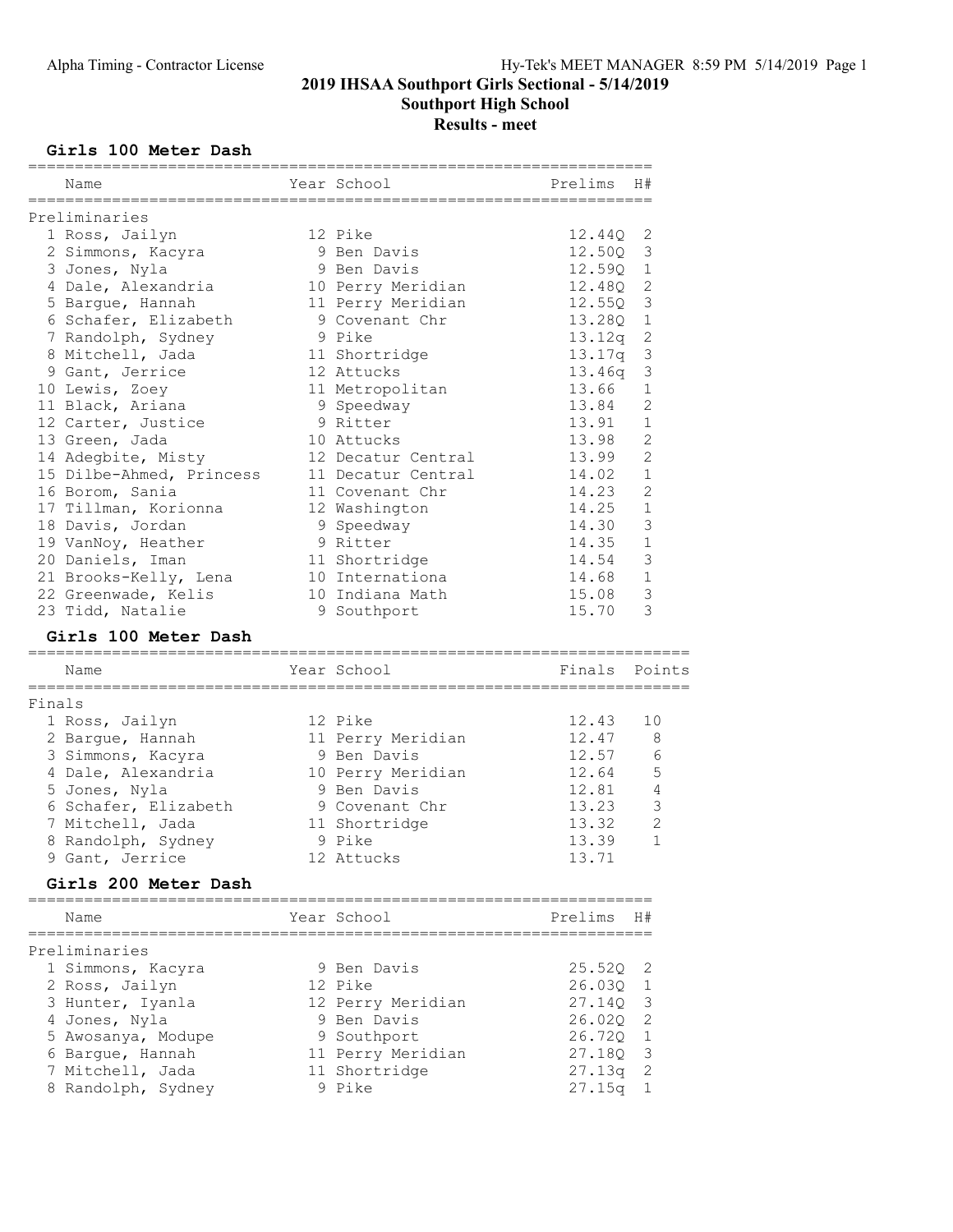# 2019 IHSAA Southport Girls Sectional - 5/14/2019

## Southport High School

### Results - meet

#### Girls 100 Meter Dash

| | Name | Year | School | Prelims | H# |
|---|---|---|---|---|---|
| **Preliminaries** | | | | | |
| 1 | Ross, Jailyn | 12 | Pike | 12.44Q | 2 |
| 2 | Simmons, Kacyra | 9 | Ben Davis | 12.50Q | 3 |
| 3 | Jones, Nyla | 9 | Ben Davis | 12.59Q | 1 |
| 4 | Dale, Alexandria | 10 | Perry Meridian | 12.48Q | 2 |
| 5 | Bargue, Hannah | 11 | Perry Meridian | 12.55Q | 3 |
| 6 | Schafer, Elizabeth | 9 | Covenant Chr | 13.28Q | 1 |
| 7 | Randolph, Sydney | 9 | Pike | 13.12q | 2 |
| 8 | Mitchell, Jada | 11 | Shortridge | 13.17q | 3 |
| 9 | Gant, Jerrice | 12 | Attucks | 13.46q | 3 |
| 10 | Lewis, Zoey | 11 | Metropolitan | 13.66 | 1 |
| 11 | Black, Ariana | 9 | Speedway | 13.84 | 2 |
| 12 | Carter, Justice | 9 | Ritter | 13.91 | 1 |
| 13 | Green, Jada | 10 | Attucks | 13.98 | 2 |
| 14 | Adegbite, Misty | 12 | Decatur Central | 13.99 | 2 |
| 15 | Dilbe-Ahmed, Princess | 11 | Decatur Central | 14.02 | 1 |
| 16 | Borom, Sania | 11 | Covenant Chr | 14.23 | 2 |
| 17 | Tillman, Korionna | 12 | Washington | 14.25 | 1 |
| 18 | Davis, Jordan | 9 | Speedway | 14.30 | 3 |
| 19 | VanNoy, Heather | 9 | Ritter | 14.35 | 1 |
| 20 | Daniels, Iman | 11 | Shortridge | 14.54 | 3 |
| 21 | Brooks-Kelly, Lena | 10 | Internationa | 14.68 | 1 |
| 22 | Greenwade, Kelis | 10 | Indiana Math | 15.08 | 3 |
| 23 | Tidd, Natalie | 9 | Southport | 15.70 | 3 |

#### Girls 100 Meter Dash

| | Name | Year | School | Finals | Points |
|---|---|---|---|---|---|
| **Finals** | | | | | |
| 1 | Ross, Jailyn | 12 | Pike | 12.43 | 10 |
| 2 | Bargue, Hannah | 11 | Perry Meridian | 12.47 | 8 |
| 3 | Simmons, Kacyra | 9 | Ben Davis | 12.57 | 6 |
| 4 | Dale, Alexandria | 10 | Perry Meridian | 12.64 | 5 |
| 5 | Jones, Nyla | 9 | Ben Davis | 12.81 | 4 |
| 6 | Schafer, Elizabeth | 9 | Covenant Chr | 13.23 | 3 |
| 7 | Mitchell, Jada | 11 | Shortridge | 13.32 | 2 |
| 8 | Randolph, Sydney | 9 | Pike | 13.39 | 1 |
| 9 | Gant, Jerrice | 12 | Attucks | 13.71 | |

#### Girls 200 Meter Dash

| | Name | Year | School | Prelims | H# |
|---|---|---|---|---|---|
| **Preliminaries** | | | | | |
| 1 | Simmons, Kacyra | 9 | Ben Davis | 25.52Q | 2 |
| 2 | Ross, Jailyn | 12 | Pike | 26.03Q | 1 |
| 3 | Hunter, Iyanla | 12 | Perry Meridian | 27.14Q | 3 |
| 4 | Jones, Nyla | 9 | Ben Davis | 26.02Q | 2 |
| 5 | Awosanya, Modupe | 9 | Southport | 26.72Q | 1 |
| 6 | Bargue, Hannah | 11 | Perry Meridian | 27.18Q | 3 |
| 7 | Mitchell, Jada | 11 | Shortridge | 27.13q | 2 |
| 8 | Randolph, Sydney | 9 | Pike | 27.15q | 1 |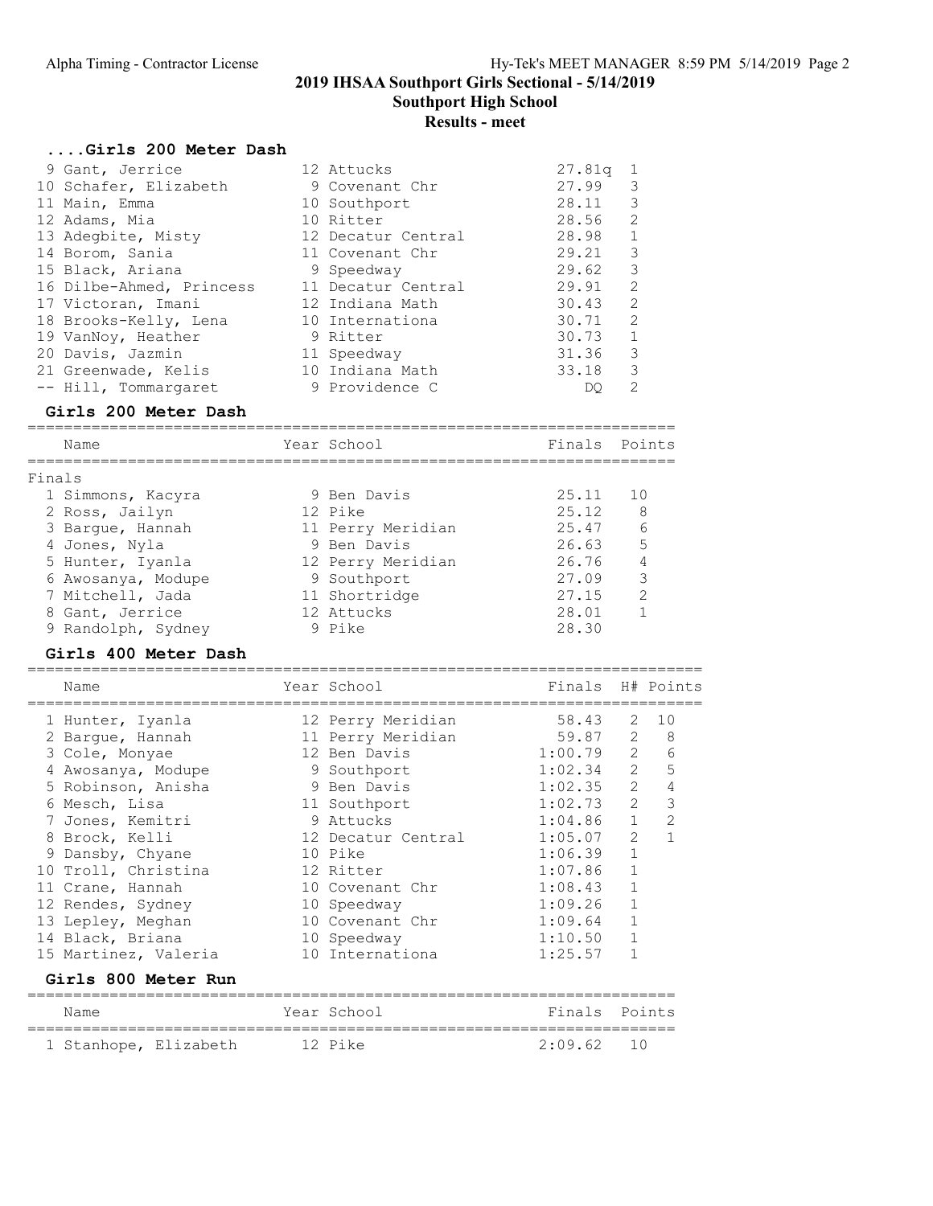## 2019 IHSAA Southport Girls Sectional - 5/14/2019

### Southport High School

### Results - meet

#### ....Girls 200 Meter Dash

| Place | Name | Year | School | Prelims | H# |
|---|---|---|---|---|---|
| 9 | Gant, Jerrice | 12 | Attucks | 27.81q | 1 |
| 10 | Schafer, Elizabeth | 9 | Covenant Chr | 27.99 | 3 |
| 11 | Main, Emma | 10 | Southport | 28.11 | 3 |
| 12 | Adams, Mia | 10 | Ritter | 28.56 | 2 |
| 13 | Adegbite, Misty | 12 | Decatur Central | 28.98 | 1 |
| 14 | Borom, Sania | 11 | Covenant Chr | 29.21 | 3 |
| 15 | Black, Ariana | 9 | Speedway | 29.62 | 3 |
| 16 | Dilbe-Ahmed, Princess | 11 | Decatur Central | 29.91 | 2 |
| 17 | Victoran, Imani | 12 | Indiana Math | 30.43 | 2 |
| 18 | Brooks-Kelly, Lena | 10 | Internationa | 30.71 | 2 |
| 19 | VanNoy, Heather | 9 | Ritter | 30.73 | 1 |
| 20 | Davis, Jazmin | 11 | Speedway | 31.36 | 3 |
| 21 | Greenwade, Kelis | 10 | Indiana Math | 33.18 | 3 |
| -- | Hill, Tommargaret | 9 | Providence C | DQ | 2 |

#### Girls 200 Meter Dash

Finals

| Place | Name | Year | School | Finals | Points |
|---|---|---|---|---|---|
| 1 | Simmons, Kacyra | 9 | Ben Davis | 25.11 | 10 |
| 2 | Ross, Jailyn | 12 | Pike | 25.12 | 8 |
| 3 | Bargue, Hannah | 11 | Perry Meridian | 25.47 | 6 |
| 4 | Jones, Nyla | 9 | Ben Davis | 26.63 | 5 |
| 5 | Hunter, Iyanla | 12 | Perry Meridian | 26.76 | 4 |
| 6 | Awosanya, Modupe | 9 | Southport | 27.09 | 3 |
| 7 | Mitchell, Jada | 11 | Shortridge | 27.15 | 2 |
| 8 | Gant, Jerrice | 12 | Attucks | 28.01 | 1 |
| 9 | Randolph, Sydney | 9 | Pike | 28.30 | |

#### Girls 400 Meter Dash

| Place | Name | Year | School | Finals | H# | Points |
|---|---|---|---|---|---|---|
| 1 | Hunter, Iyanla | 12 | Perry Meridian | 58.43 | 2 | 10 |
| 2 | Bargue, Hannah | 11 | Perry Meridian | 59.87 | 2 | 8 |
| 3 | Cole, Monyae | 12 | Ben Davis | 1:00.79 | 2 | 6 |
| 4 | Awosanya, Modupe | 9 | Southport | 1:02.34 | 2 | 5 |
| 5 | Robinson, Anisha | 9 | Ben Davis | 1:02.35 | 2 | 4 |
| 6 | Mesch, Lisa | 11 | Southport | 1:02.73 | 2 | 3 |
| 7 | Jones, Kemitri | 9 | Attucks | 1:04.86 | 1 | 2 |
| 8 | Brock, Kelli | 12 | Decatur Central | 1:05.07 | 2 | 1 |
| 9 | Dansby, Chyane | 10 | Pike | 1:06.39 | 1 | |
| 10 | Troll, Christina | 12 | Ritter | 1:07.86 | 1 | |
| 11 | Crane, Hannah | 10 | Covenant Chr | 1:08.43 | 1 | |
| 12 | Rendes, Sydney | 10 | Speedway | 1:09.26 | 1 | |
| 13 | Lepley, Meghan | 10 | Covenant Chr | 1:09.64 | 1 | |
| 14 | Black, Briana | 10 | Speedway | 1:10.50 | 1 | |
| 15 | Martinez, Valeria | 10 | Internationa | 1:25.57 | 1 | |

#### Girls 800 Meter Run

| Place | Name | Year | School | Finals | Points |
|---|---|---|---|---|---|
| 1 | Stanhope, Elizabeth | 12 | Pike | 2:09.62 | 10 |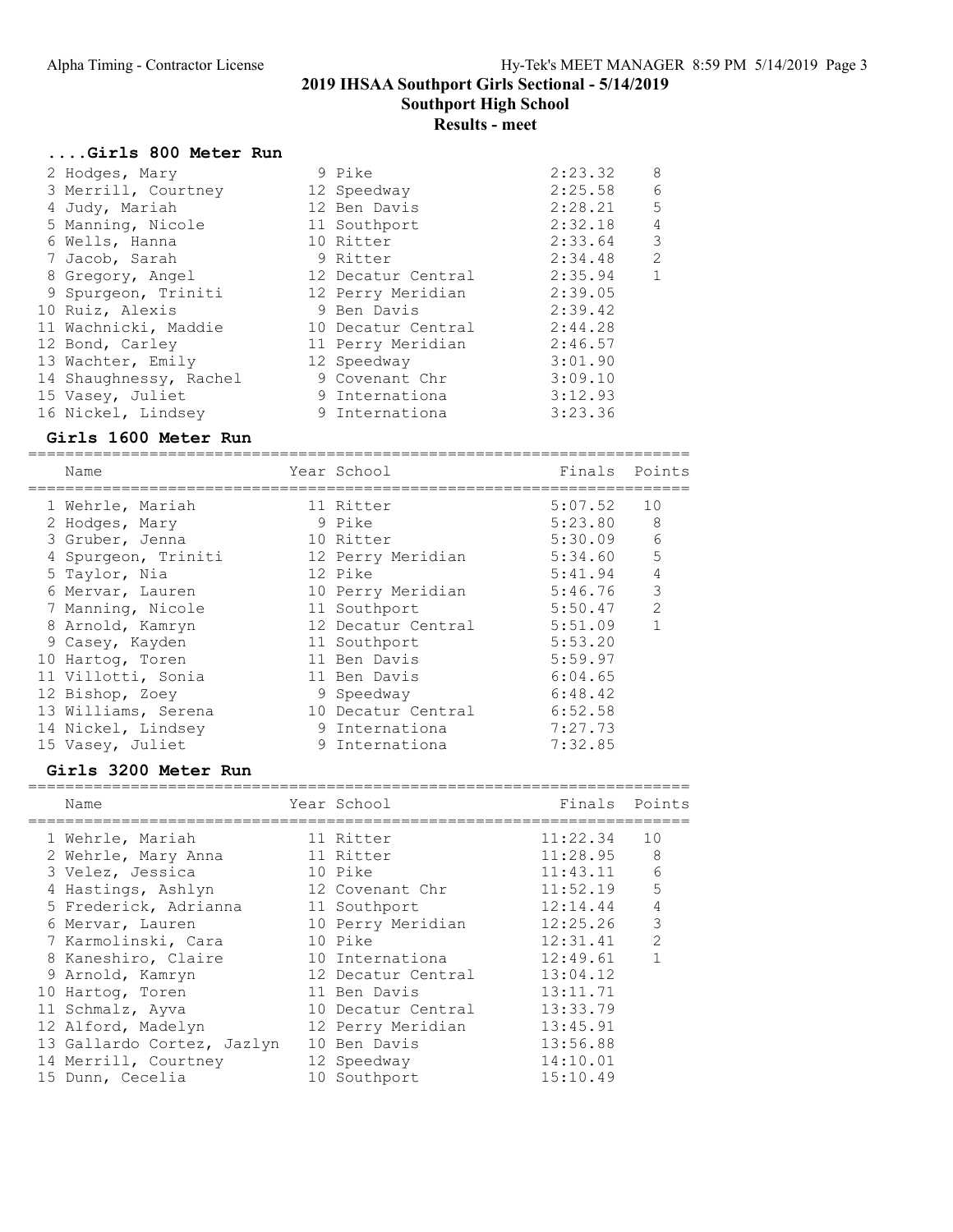## 2019 IHSAA Southport Girls Sectional - 5/14/2019

## Southport High School

## Results - meet

### ....Girls 800 Meter Run

| Name | Year | School | Finals | Points |
|---|---|---|---|---|
| 2 Hodges, Mary | 9 | Pike | 2:23.32 | 8 |
| 3 Merrill, Courtney | 12 | Speedway | 2:25.58 | 6 |
| 4 Judy, Mariah | 12 | Ben Davis | 2:28.21 | 5 |
| 5 Manning, Nicole | 11 | Southport | 2:32.18 | 4 |
| 6 Wells, Hanna | 10 | Ritter | 2:33.64 | 3 |
| 7 Jacob, Sarah | 9 | Ritter | 2:34.48 | 2 |
| 8 Gregory, Angel | 12 | Decatur Central | 2:35.94 | 1 |
| 9 Spurgeon, Triniti | 12 | Perry Meridian | 2:39.05 | |
| 10 Ruiz, Alexis | 9 | Ben Davis | 2:39.42 | |
| 11 Wachnicki, Maddie | 10 | Decatur Central | 2:44.28 | |
| 12 Bond, Carley | 11 | Perry Meridian | 2:46.57 | |
| 13 Wachter, Emily | 12 | Speedway | 3:01.90 | |
| 14 Shaughnessy, Rachel | 9 | Covenant Chr | 3:09.10 | |
| 15 Vasey, Juliet | 9 | Internationa | 3:12.93 | |
| 16 Nickel, Lindsey | 9 | Internationa | 3:23.36 | |

### Girls 1600 Meter Run

| Name | Year | School | Finals | Points |
|---|---|---|---|---|
| 1 Wehrle, Mariah | 11 | Ritter | 5:07.52 | 10 |
| 2 Hodges, Mary | 9 | Pike | 5:23.80 | 8 |
| 3 Gruber, Jenna | 10 | Ritter | 5:30.09 | 6 |
| 4 Spurgeon, Triniti | 12 | Perry Meridian | 5:34.60 | 5 |
| 5 Taylor, Nia | 12 | Pike | 5:41.94 | 4 |
| 6 Mervar, Lauren | 10 | Perry Meridian | 5:46.76 | 3 |
| 7 Manning, Nicole | 11 | Southport | 5:50.47 | 2 |
| 8 Arnold, Kamryn | 12 | Decatur Central | 5:51.09 | 1 |
| 9 Casey, Kayden | 11 | Southport | 5:53.20 | |
| 10 Hartog, Toren | 11 | Ben Davis | 5:59.97 | |
| 11 Villotti, Sonia | 11 | Ben Davis | 6:04.65 | |
| 12 Bishop, Zoey | 9 | Speedway | 6:48.42 | |
| 13 Williams, Serena | 10 | Decatur Central | 6:52.58 | |
| 14 Nickel, Lindsey | 9 | Internationa | 7:27.73 | |
| 15 Vasey, Juliet | 9 | Internationa | 7:32.85 | |

### Girls 3200 Meter Run

| Name | Year | School | Finals | Points |
|---|---|---|---|---|
| 1 Wehrle, Mariah | 11 | Ritter | 11:22.34 | 10 |
| 2 Wehrle, Mary Anna | 11 | Ritter | 11:28.95 | 8 |
| 3 Velez, Jessica | 10 | Pike | 11:43.11 | 6 |
| 4 Hastings, Ashlyn | 12 | Covenant Chr | 11:52.19 | 5 |
| 5 Frederick, Adrianna | 11 | Southport | 12:14.44 | 4 |
| 6 Mervar, Lauren | 10 | Perry Meridian | 12:25.26 | 3 |
| 7 Karmolinski, Cara | 10 | Pike | 12:31.41 | 2 |
| 8 Kaneshiro, Claire | 10 | Internationa | 12:49.61 | 1 |
| 9 Arnold, Kamryn | 12 | Decatur Central | 13:04.12 | |
| 10 Hartog, Toren | 11 | Ben Davis | 13:11.71 | |
| 11 Schmalz, Ayva | 10 | Decatur Central | 13:33.79 | |
| 12 Alford, Madelyn | 12 | Perry Meridian | 13:45.91 | |
| 13 Gallardo Cortez, Jazlyn | 10 | Ben Davis | 13:56.88 | |
| 14 Merrill, Courtney | 12 | Speedway | 14:10.01 | |
| 15 Dunn, Cecelia | 10 | Southport | 15:10.49 | |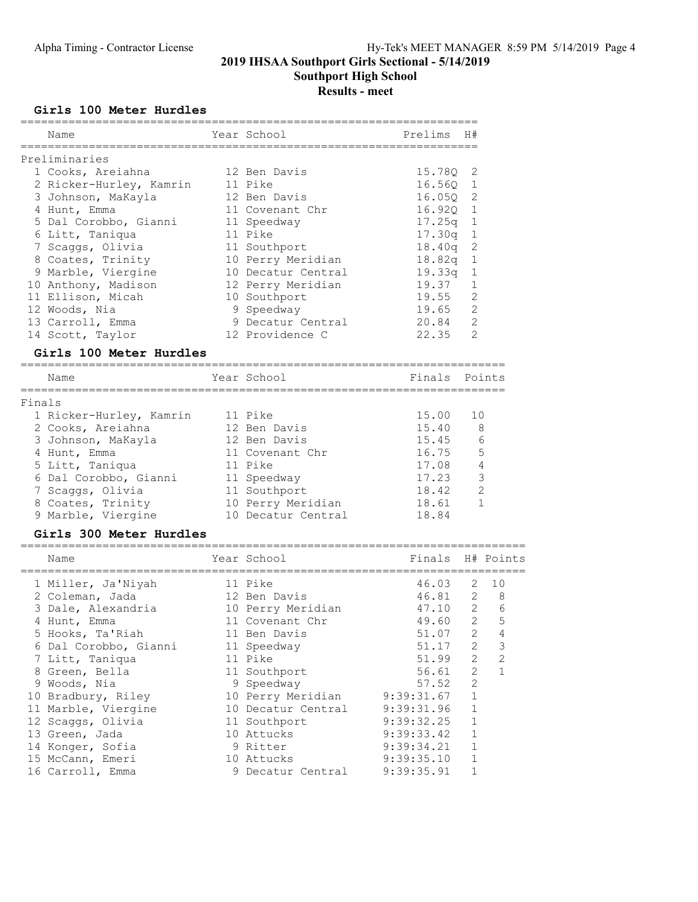## 2019 IHSAA Southport Girls Sectional - 5/14/2019

## Southport High School

## Results - meet

### Girls 100 Meter Hurdles

| Name | Year | School | Prelims | H# |
|---|---|---|---|---|
| **Preliminaries** | | | | |
| 1 Cooks, Areiahna | 12 | Ben Davis | 15.78Q | 2 |
| 2 Ricker-Hurley, Kamrin | 11 | Pike | 16.56Q | 1 |
| 3 Johnson, MaKayla | 12 | Ben Davis | 16.05Q | 2 |
| 4 Hunt, Emma | 11 | Covenant Chr | 16.92Q | 1 |
| 5 Dal Corobbo, Gianni | 11 | Speedway | 17.25q | 1 |
| 6 Litt, Taniqua | 11 | Pike | 17.30q | 1 |
| 7 Scaggs, Olivia | 11 | Southport | 18.40q | 2 |
| 8 Coates, Trinity | 10 | Perry Meridian | 18.82q | 1 |
| 9 Marble, Viergine | 10 | Decatur Central | 19.33q | 1 |
| 10 Anthony, Madison | 12 | Perry Meridian | 19.37 | 1 |
| 11 Ellison, Micah | 10 | Southport | 19.55 | 2 |
| 12 Woods, Nia | 9 | Speedway | 19.65 | 2 |
| 13 Carroll, Emma | 9 | Decatur Central | 20.84 | 2 |
| 14 Scott, Taylor | 12 | Providence C | 22.35 | 2 |

### Girls 100 Meter Hurdles

| Name | Year | School | Finals | Points |
|---|---|---|---|---|
| **Finals** | | | | |
| 1 Ricker-Hurley, Kamrin | 11 | Pike | 15.00 | 10 |
| 2 Cooks, Areiahna | 12 | Ben Davis | 15.40 | 8 |
| 3 Johnson, MaKayla | 12 | Ben Davis | 15.45 | 6 |
| 4 Hunt, Emma | 11 | Covenant Chr | 16.75 | 5 |
| 5 Litt, Taniqua | 11 | Pike | 17.08 | 4 |
| 6 Dal Corobbo, Gianni | 11 | Speedway | 17.23 | 3 |
| 7 Scaggs, Olivia | 11 | Southport | 18.42 | 2 |
| 8 Coates, Trinity | 10 | Perry Meridian | 18.61 | 1 |
| 9 Marble, Viergine | 10 | Decatur Central | 18.84 | |

### Girls 300 Meter Hurdles

| Name | Year | School | Finals | H# | Points |
|---|---|---|---|---|---|
| 1 Miller, Ja'Niyah | 11 | Pike | 46.03 | 2 | 10 |
| 2 Coleman, Jada | 12 | Ben Davis | 46.81 | 2 | 8 |
| 3 Dale, Alexandria | 10 | Perry Meridian | 47.10 | 2 | 6 |
| 4 Hunt, Emma | 11 | Covenant Chr | 49.60 | 2 | 5 |
| 5 Hooks, Ta'Riah | 11 | Ben Davis | 51.07 | 2 | 4 |
| 6 Dal Corobbo, Gianni | 11 | Speedway | 51.17 | 2 | 3 |
| 7 Litt, Taniqua | 11 | Pike | 51.99 | 2 | 2 |
| 8 Green, Bella | 11 | Southport | 56.61 | 2 | 1 |
| 9 Woods, Nia | 9 | Speedway | 57.52 | 2 | |
| 10 Bradbury, Riley | 10 | Perry Meridian | 9:39:31.67 | 1 | |
| 11 Marble, Viergine | 10 | Decatur Central | 9:39:31.96 | 1 | |
| 12 Scaggs, Olivia | 11 | Southport | 9:39:32.25 | 1 | |
| 13 Green, Jada | 10 | Attucks | 9:39:33.42 | 1 | |
| 14 Konger, Sofia | 9 | Ritter | 9:39:34.21 | 1 | |
| 15 McCann, Emeri | 10 | Attucks | 9:39:35.10 | 1 | |
| 16 Carroll, Emma | 9 | Decatur Central | 9:39:35.91 | 1 | |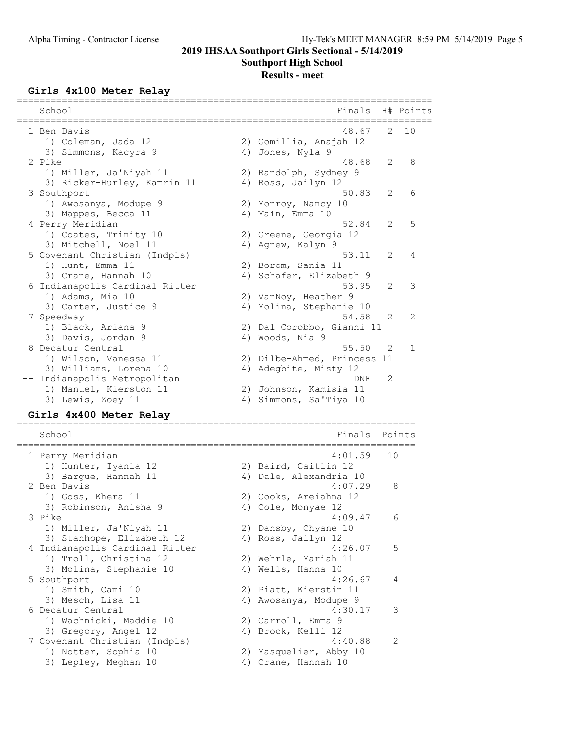# 2019 IHSAA Southport Girls Sectional - 5/14/2019

## Southport High School

### Results - meet

#### Girls 4x100 Meter Relay

| Place | School | Finals | H# | Points |
|---|---|---|---|---|
| 1 | Ben Davis | 48.67 | 2 | 10 |
| | 1) Coleman, Jada 12; 2) Gomillia, Anajah 12; 3) Simmons, Kacyra 9; 4) Jones, Nyla 9 | | | |
| 2 | Pike | 48.68 | 2 | 8 |
| | 1) Miller, Ja'Niyah 11; 2) Randolph, Sydney 9; 3) Ricker-Hurley, Kamrin 11; 4) Ross, Jailyn 12 | | | |
| 3 | Southport | 50.83 | 2 | 6 |
| | 1) Awosanya, Modupe 9; 2) Monroy, Nancy 10; 3) Mappes, Becca 11; 4) Main, Emma 10 | | | |
| 4 | Perry Meridian | 52.84 | 2 | 5 |
| | 1) Coates, Trinity 10; 2) Greene, Georgia 12; 3) Mitchell, Noel 11; 4) Agnew, Kalyn 9 | | | |
| 5 | Covenant Christian (Indpls) | 53.11 | 2 | 4 |
| | 1) Hunt, Emma 11; 2) Borom, Sania 11; 3) Crane, Hannah 10; 4) Schafer, Elizabeth 9 | | | |
| 6 | Indianapolis Cardinal Ritter | 53.95 | 2 | 3 |
| | 1) Adams, Mia 10; 2) VanNoy, Heather 9; 3) Carter, Justice 9; 4) Molina, Stephanie 10 | | | |
| 7 | Speedway | 54.58 | 2 | 2 |
| | 1) Black, Ariana 9; 2) Dal Corobbo, Gianni 11; 3) Davis, Jordan 9; 4) Woods, Nia 9 | | | |
| 8 | Decatur Central | 55.50 | 2 | 1 |
| | 1) Wilson, Vanessa 11; 2) Dilbe-Ahmed, Princess 11; 3) Williams, Lorena 10; 4) Adegbite, Misty 12 | | | |
| -- | Indianapolis Metropolitan | DNF | 2 | |
| | 1) Manuel, Kierston 11; 2) Johnson, Kamisia 11; 3) Lewis, Zoey 11; 4) Simmons, Sa'Tiya 10 | | | |

#### Girls 4x400 Meter Relay

| Place | School | Finals | Points |
|---|---|---|---|
| 1 | Perry Meridian | 4:01.59 | 10 |
| | 1) Hunter, Iyanla 12; 2) Baird, Caitlin 12; 3) Bargue, Hannah 11; 4) Dale, Alexandria 10 | | |
| 2 | Ben Davis | 4:07.29 | 8 |
| | 1) Goss, Khera 11; 2) Cooks, Areiahna 12; 3) Robinson, Anisha 9; 4) Cole, Monyae 12 | | |
| 3 | Pike | 4:09.47 | 6 |
| | 1) Miller, Ja'Niyah 11; 2) Dansby, Chyane 10; 3) Stanhope, Elizabeth 12; 4) Ross, Jailyn 12 | | |
| 4 | Indianapolis Cardinal Ritter | 4:26.07 | 5 |
| | 1) Troll, Christina 12; 2) Wehrle, Mariah 11; 3) Molina, Stephanie 10; 4) Wells, Hanna 10 | | |
| 5 | Southport | 4:26.67 | 4 |
| | 1) Smith, Cami 10; 2) Piatt, Kierstin 11; 3) Mesch, Lisa 11; 4) Awosanya, Modupe 9 | | |
| 6 | Decatur Central | 4:30.17 | 3 |
| | 1) Wachnicki, Maddie 10; 2) Carroll, Emma 9; 3) Gregory, Angel 12; 4) Brock, Kelli 12 | | |
| 7 | Covenant Christian (Indpls) | 4:40.88 | 2 |
| | 1) Notter, Sophia 10; 2) Masquelier, Abby 10; 3) Lepley, Meghan 10; 4) Crane, Hannah 10 | | |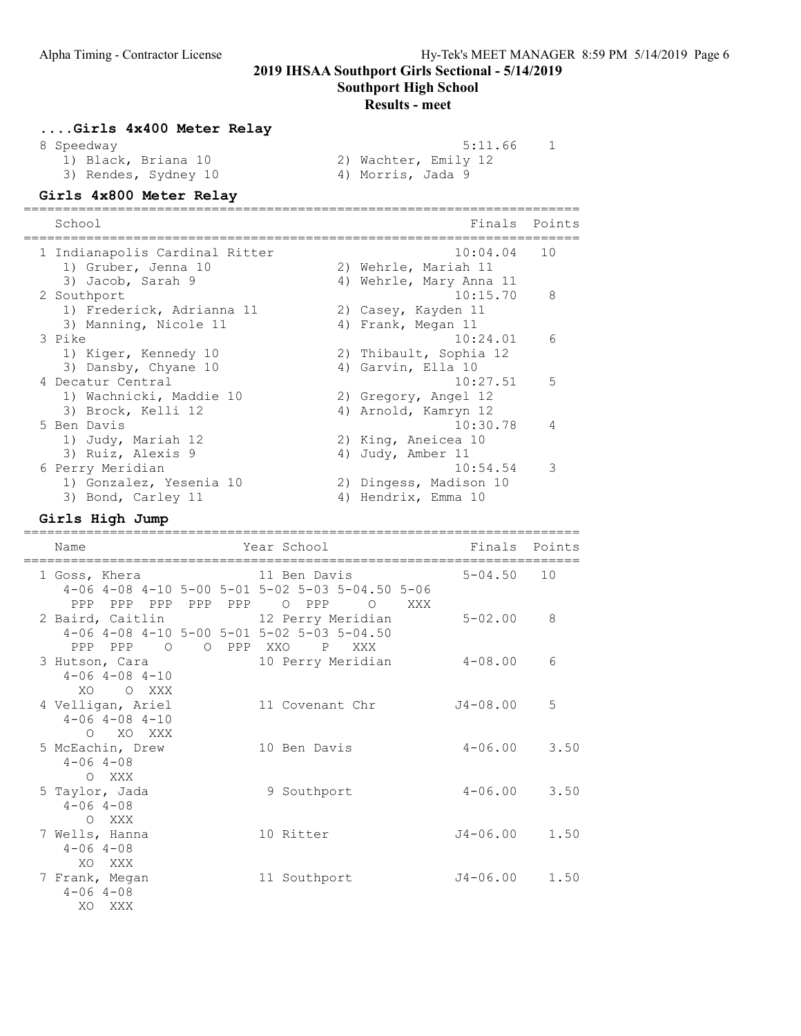## 2019 IHSAA Southport Girls Sectional - 5/14/2019

**Southport High School**

**Results - meet**

### ....Girls 4x400 Meter Relay

| School | Finals | Points |
|---|---|---|
| 8 Speedway | 5:11.66 | 1 |
| 1) Black, Briana 10; 2) Wachter, Emily 12; 3) Rendes, Sydney 10; 4) Morris, Jada 9 | | |

### Girls 4x800 Meter Relay

| School | Finals | Points |
|---|---|---|
| 1 Indianapolis Cardinal Ritter | 10:04.04 | 10 |
| 1) Gruber, Jenna 10; 2) Wehrle, Mariah 11; 3) Jacob, Sarah 9; 4) Wehrle, Mary Anna 11 | | |
| 2 Southport | 10:15.70 | 8 |
| 1) Frederick, Adrianna 11; 2) Casey, Kayden 11; 3) Manning, Nicole 11; 4) Frank, Megan 11 | | |
| 3 Pike | 10:24.01 | 6 |
| 1) Kiger, Kennedy 10; 2) Thibault, Sophia 12; 3) Dansby, Chyane 10; 4) Garvin, Ella 10 | | |
| 4 Decatur Central | 10:27.51 | 5 |
| 1) Wachnicki, Maddie 10; 2) Gregory, Angel 12; 3) Brock, Kelli 12; 4) Arnold, Kamryn 12 | | |
| 5 Ben Davis | 10:30.78 | 4 |
| 1) Judy, Mariah 12; 2) King, Aneicea 10; 3) Ruiz, Alexis 9; 4) Judy, Amber 11 | | |
| 6 Perry Meridian | 10:54.54 | 3 |
| 1) Gonzalez, Yesenia 10; 2) Dingess, Madison 10; 3) Bond, Carley 11; 4) Hendrix, Emma 10 | | |

### Girls High Jump

| Name | Year | School | Finals | Points |
|---|---|---|---|---|
| 1 Goss, Khera | 11 | Ben Davis | 5-04.50 | 10 |
| 4-06 PPP, 4-08 PPP, 4-10 PPP, 5-00 PPP, 5-01 PPP, 5-02 O, 5-03 PPP, 5-04.50 O, 5-06 XXX | | | | |
| 2 Baird, Caitlin | 12 | Perry Meridian | 5-02.00 | 8 |
| 4-06 PPP, 4-08 PPP, 4-10 O, 5-00 O, 5-01 PPP, 5-02 XXO, 5-03 P, 5-04.50 XXX | | | | |
| 3 Hutson, Cara | 10 | Perry Meridian | 4-08.00 | 6 |
| 4-06 XO, 4-08 O, 4-10 XXX | | | | |
| 4 Velligan, Ariel | 11 | Covenant Chr | J4-08.00 | 5 |
| 4-06 O, 4-08 XO, 4-10 XXX | | | | |
| 5 McEachin, Drew | 10 | Ben Davis | 4-06.00 | 3.50 |
| 4-06 O, 4-08 XXX | | | | |
| 5 Taylor, Jada | 9 | Southport | 4-06.00 | 3.50 |
| 4-06 O, 4-08 XXX | | | | |
| 7 Wells, Hanna | 10 | Ritter | J4-06.00 | 1.50 |
| 4-06 XO, 4-08 XXX | | | | |
| 7 Frank, Megan | 11 | Southport | J4-06.00 | 1.50 |
| 4-06 XO, 4-08 XXX | | | | |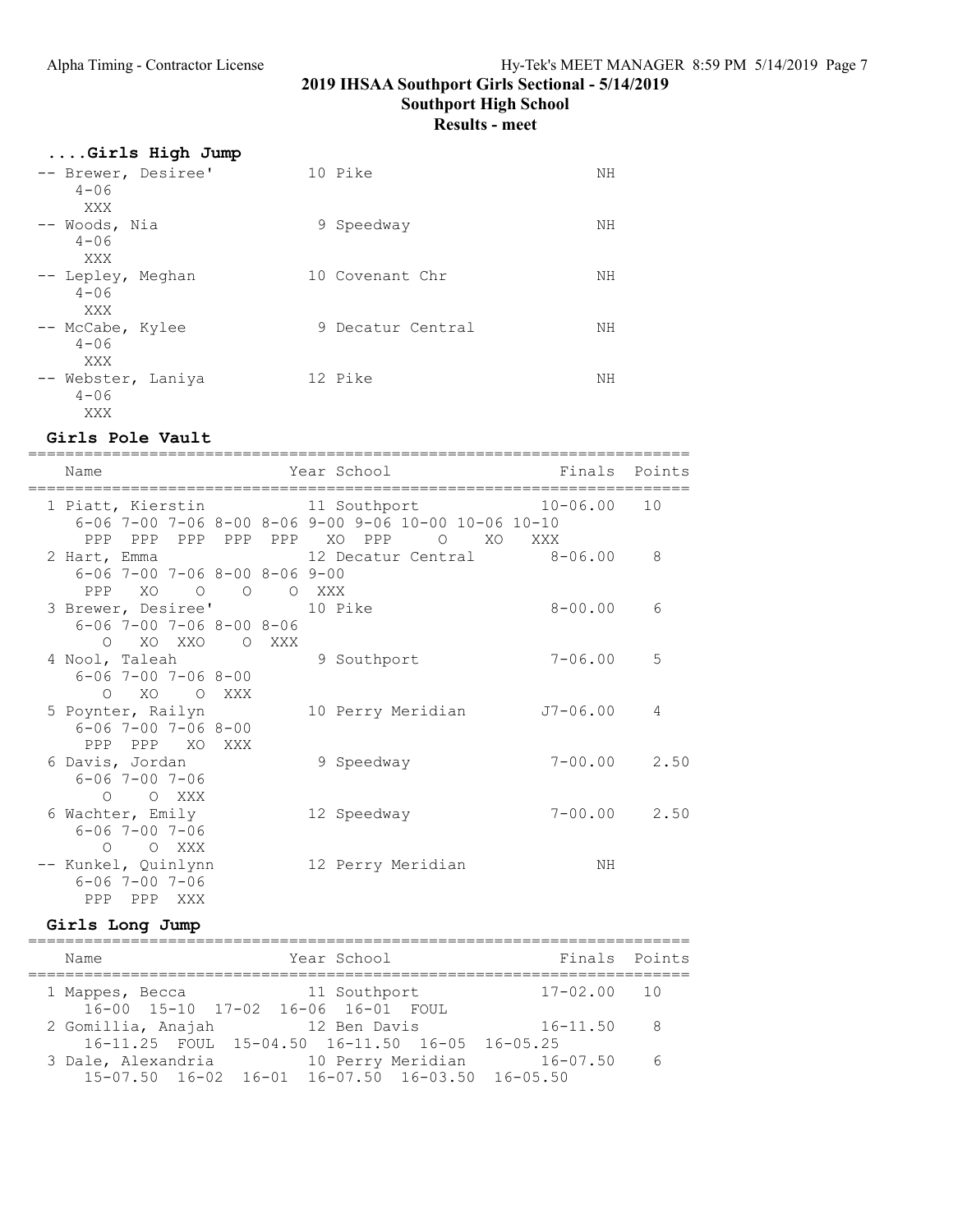# 2019 IHSAA Southport Girls Sectional - 5/14/2019

## Southport High School

### Results - meet

#### ....Girls High Jump

```
-- Brewer, Desiree'          10 Pike                         NH
     4-06
     XXX
-- Woods, Nia                 9 Speedway                     NH
     4-06
     XXX
-- Lepley, Meghan            10 Covenant Chr                 NH
     4-06
     XXX
-- McCabe, Kylee              9 Decatur Central              NH
     4-06
     XXX
-- Webster, Laniya           12 Pike                         NH
     4-06
     XXX
```

#### Girls Pole Vault

```
=======================================================================
   Name                    Year School                 Finals  Points
=======================================================================
  1 Piatt, Kierstin          11 Southport              10-06.00   10
     6-06 7-00 7-06 8-00 8-06 9-00 9-06 10-00 10-06 10-10
      PPP  PPP  PPP  PPP  PPP   XO  PPP     O    XO   XXX
  2 Hart, Emma               12 Decatur Central         8-06.00    8
     6-06 7-00 7-06 8-00 8-06 9-00
      PPP   XO    O    O    O  XXX
  3 Brewer, Desiree'         10 Pike                    8-00.00    6
     6-06 7-00 7-06 8-00 8-06
        O   XO  XXO    O  XXX
  4 Nool, Taleah              9 Southport               7-06.00    5
     6-06 7-00 7-06 8-00
        O   XO    O  XXX
  5 Poynter, Railyn          10 Perry Meridian         J7-06.00    4
     6-06 7-00 7-06 8-00
      PPP  PPP   XO  XXX
  6 Davis, Jordan             9 Speedway                7-00.00    2.50
     6-06 7-00 7-06
        O    O  XXX
  6 Wachter, Emily           12 Speedway                7-00.00    2.50
     6-06 7-00 7-06
        O    O  XXX
 -- Kunkel, Quinlynn         12 Perry Meridian               NH
     6-06 7-00 7-06
      PPP  PPP  XXX
```

#### Girls Long Jump

```
=======================================================================
   Name                    Year School                 Finals  Points
=======================================================================
  1 Mappes, Becca            11 Southport              17-02.00   10
     16-00 15-10 17-02 16-06 16-01 FOUL
  2 Gomillia, Anajah         12 Ben Davis              16-11.50    8
     16-11.25 FOUL 15-04.50 16-11.50 16-05 16-05.25
  3 Dale, Alexandria         10 Perry Meridian         16-07.50    6
     15-07.50 16-02 16-01 16-07.50 16-03.50 16-05.50
```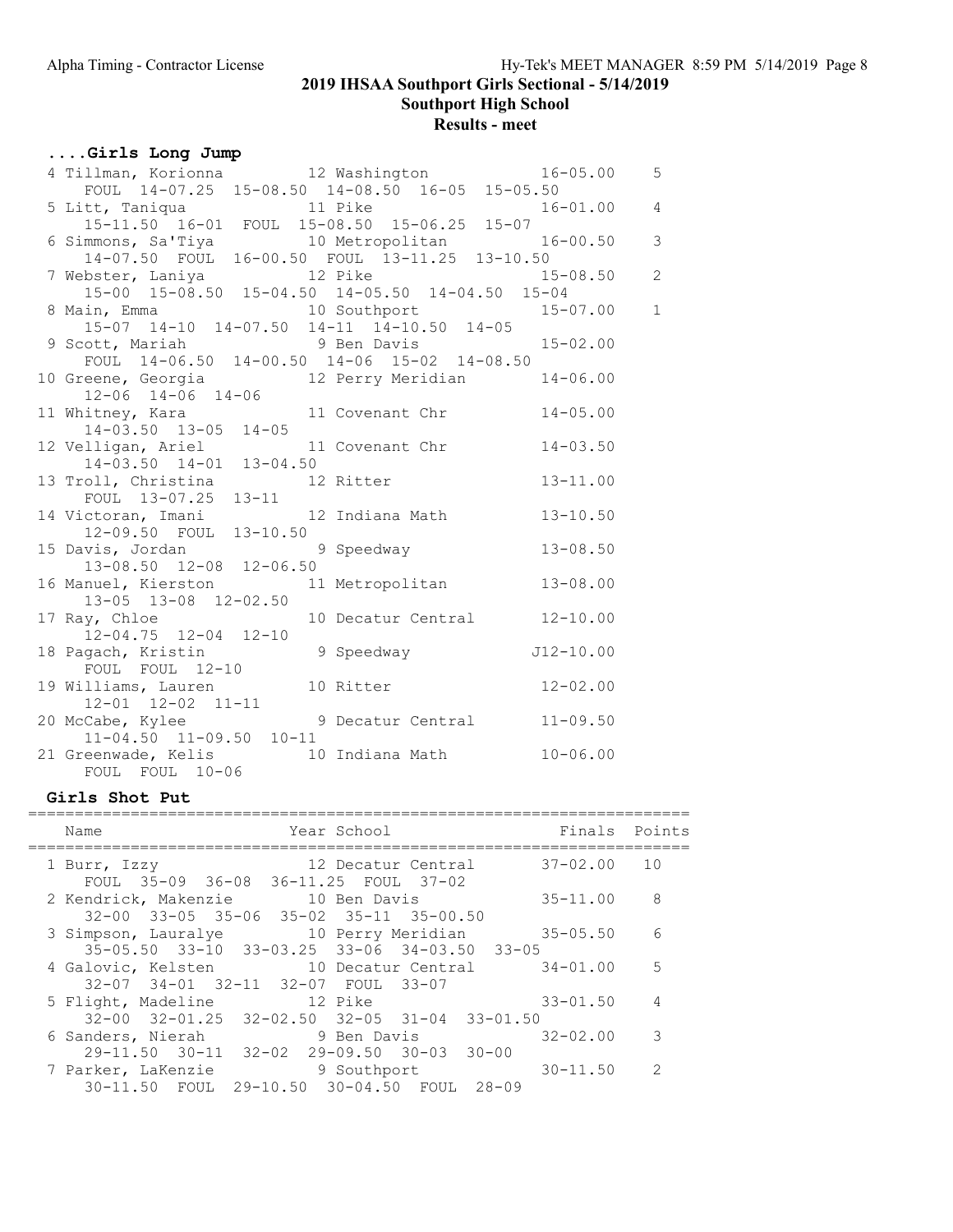# 2019 IHSAA Southport Girls Sectional - 5/14/2019

## Southport High School

### Results - meet

#### ....Girls Long Jump

| Place | Name | Year | School | Finals | Points |
|---|---|---|---|---|---|
| 4 | Tillman, Korionna | 12 | Washington | 16-05.00 | 5 |
| | FOUL 14-07.25 15-08.50 14-08.50 16-05 15-05.50 | | | | |
| 5 | Litt, Taniqua | 11 | Pike | 16-01.00 | 4 |
| | 15-11.50 16-01 FOUL 15-08.50 15-06.25 15-07 | | | | |
| 6 | Simmons, Sa'Tiya | 10 | Metropolitan | 16-00.50 | 3 |
| | 14-07.50 FOUL 16-00.50 FOUL 13-11.25 13-10.50 | | | | |
| 7 | Webster, Laniya | 12 | Pike | 15-08.50 | 2 |
| | 15-00 15-08.50 15-04.50 14-05.50 14-04.50 15-04 | | | | |
| 8 | Main, Emma | 10 | Southport | 15-07.00 | 1 |
| | 15-07 14-10 14-07.50 14-11 14-10.50 14-05 | | | | |
| 9 | Scott, Mariah | 9 | Ben Davis | 15-02.00 | |
| | FOUL 14-06.50 14-00.50 14-06 15-02 14-08.50 | | | | |
| 10 | Greene, Georgia | 12 | Perry Meridian | 14-06.00 | |
| | 12-06 14-06 14-06 | | | | |
| 11 | Whitney, Kara | 11 | Covenant Chr | 14-05.00 | |
| | 14-03.50 13-05 14-05 | | | | |
| 12 | Velligan, Ariel | 11 | Covenant Chr | 14-03.50 | |
| | 14-03.50 14-01 13-04.50 | | | | |
| 13 | Troll, Christina | 12 | Ritter | 13-11.00 | |
| | FOUL 13-07.25 13-11 | | | | |
| 14 | Victoran, Imani | 12 | Indiana Math | 13-10.50 | |
| | 12-09.50 FOUL 13-10.50 | | | | |
| 15 | Davis, Jordan | 9 | Speedway | 13-08.50 | |
| | 13-08.50 12-08 12-06.50 | | | | |
| 16 | Manuel, Kierston | 11 | Metropolitan | 13-08.00 | |
| | 13-05 13-08 12-02.50 | | | | |
| 17 | Ray, Chloe | 10 | Decatur Central | 12-10.00 | |
| | 12-04.75 12-04 12-10 | | | | |
| 18 | Pagach, Kristin | 9 | Speedway | J12-10.00 | |
| | FOUL FOUL 12-10 | | | | |
| 19 | Williams, Lauren | 10 | Ritter | 12-02.00 | |
| | 12-01 12-02 11-11 | | | | |
| 20 | McCabe, Kylee | 9 | Decatur Central | 11-09.50 | |
| | 11-04.50 11-09.50 10-11 | | | | |
| 21 | Greenwade, Kelis | 10 | Indiana Math | 10-06.00 | |
| | FOUL FOUL 10-06 | | | | |

#### Girls Shot Put

| Place | Name | Year | School | Finals | Points |
|---|---|---|---|---|---|
| 1 | Burr, Izzy | 12 | Decatur Central | 37-02.00 | 10 |
| | FOUL 35-09 36-08 36-11.25 FOUL 37-02 | | | | |
| 2 | Kendrick, Makenzie | 10 | Ben Davis | 35-11.00 | 8 |
| | 32-00 33-05 35-06 35-02 35-11 35-00.50 | | | | |
| 3 | Simpson, Lauralye | 10 | Perry Meridian | 35-05.50 | 6 |
| | 35-05.50 33-10 33-03.25 33-06 34-03.50 33-05 | | | | |
| 4 | Galovic, Kelsten | 10 | Decatur Central | 34-01.00 | 5 |
| | 32-07 34-01 32-11 32-07 FOUL 33-07 | | | | |
| 5 | Flight, Madeline | 12 | Pike | 33-01.50 | 4 |
| | 32-00 32-01.25 32-02.50 32-05 31-04 33-01.50 | | | | |
| 6 | Sanders, Nierah | 9 | Ben Davis | 32-02.00 | 3 |
| | 29-11.50 30-11 32-02 29-09.50 30-03 30-00 | | | | |
| 7 | Parker, LaKenzie | 9 | Southport | 30-11.50 | 2 |
| | 30-11.50 FOUL 29-10.50 30-04.50 FOUL 28-09 | | | | |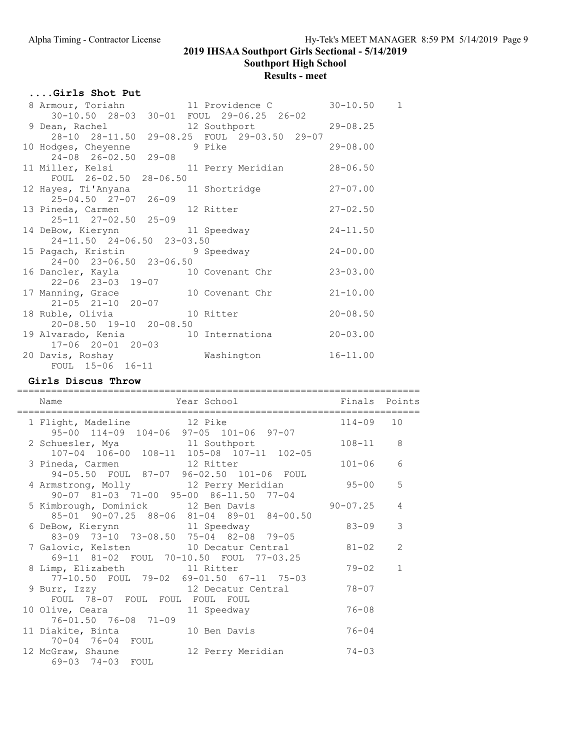## 2019 IHSAA Southport Girls Sectional - 5/14/2019

### Southport High School

### Results - meet

### ....Girls Shot Put

```
 8 Armour, Toriahn           11 Providence C          30-10.50    1
     30-10.50  28-03  30-01  FOUL  29-06.25  26-02
 9 Dean, Rachel              12 Southport             29-08.25
     28-10  28-11.50  29-08.25  FOUL  29-03.50  29-07
10 Hodges, Cheyenne           9 Pike                  29-08.00
     24-08  26-02.50  29-08
11 Miller, Kelsi             11 Perry Meridian        28-06.50
     FOUL  26-02.50  28-06.50
12 Hayes, Ti'Anyana          11 Shortridge            27-07.00
     25-04.50  27-07  26-09
13 Pineda, Carmen            12 Ritter                27-02.50
     25-11  27-02.50  25-09
14 DeBow, Kierynn            11 Speedway              24-11.50
     24-11.50  24-06.50  23-03.50
15 Pagach, Kristin            9 Speedway              24-00.00
     24-00  23-06.50  23-06.50
16 Dancler, Kayla            10 Covenant Chr          23-03.00
     22-06  23-03  19-07
17 Manning, Grace            10 Covenant Chr          21-10.00
     21-05  21-10  20-07
18 Ruble, Olivia             10 Ritter                20-08.50
     20-08.50  19-10  20-08.50
19 Alvarado, Kenia           10 Internationa          20-03.00
     17-06  20-01  20-03
20 Davis, Roshay                Washington            16-11.00
     FOUL  15-06  16-11
```

### Girls Discus Throw

```
=====================================================================
    Name                    Year School                Finals  Points
=====================================================================
  1 Flight, Madeline         12 Pike                   114-09   10
     95-00  114-09  104-06  97-05  101-06  97-07
  2 Schuesler, Mya           11 Southport              108-11    8
     107-04  106-00  108-11  105-08  107-11  102-05
  3 Pineda, Carmen           12 Ritter                 101-06    6
     94-05.50  FOUL  87-07  96-02.50  101-06  FOUL
  4 Armstrong, Molly         12 Perry Meridian          95-00    5
     90-07  81-03  71-00  95-00  86-11.50  77-04
  5 Kimbrough, Dominick      12 Ben Davis             90-07.25   4
     85-01  90-07.25  88-06  81-04  89-01  84-00.50
  6 DeBow, Kierynn           11 Speedway                83-09    3
     83-09  73-10  73-08.50  75-04  82-08  79-05
  7 Galovic, Kelsten         10 Decatur Central         81-02    2
     69-11  81-02  FOUL  70-10.50  FOUL  77-03.25
  8 Limp, Elizabeth          11 Ritter                  79-02    1
     77-10.50  FOUL  79-02  69-01.50  67-11  75-03
  9 Burr, Izzy               12 Decatur Central         78-07
     FOUL  78-07  FOUL  FOUL  FOUL  FOUL
 10 Olive, Ceara             11 Speedway                76-08
     76-01.50  76-08  71-09
 11 Diakite, Binta           10 Ben Davis               76-04
     70-04  76-04  FOUL
 12 McGraw, Shaune           12 Perry Meridian          74-03
     69-03  74-03  FOUL
```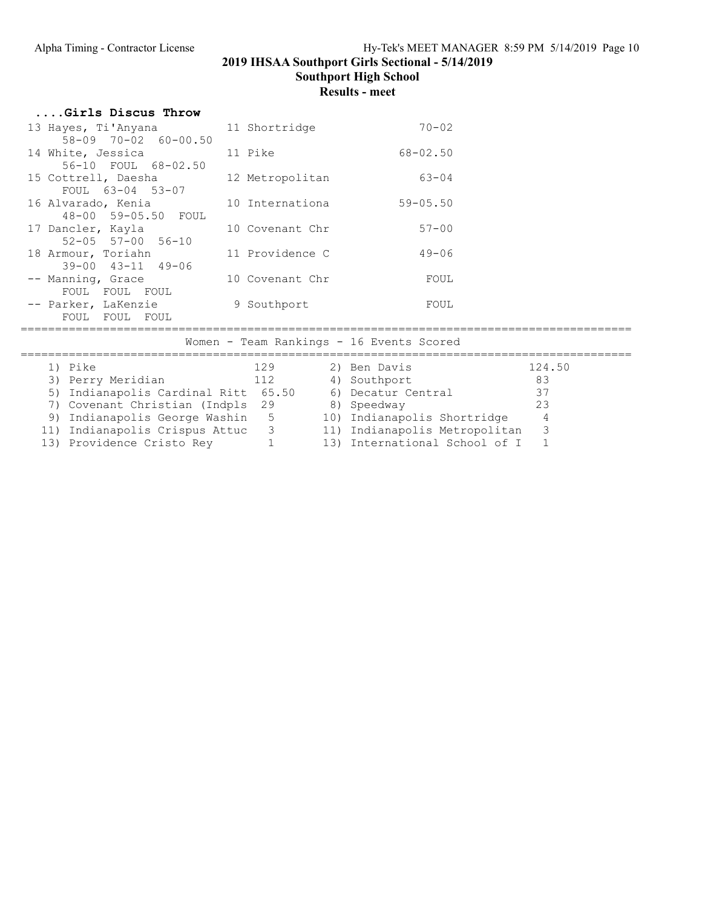## 2019 IHSAA Southport Girls Sectional - 5/14/2019

### Southport High School

### Results - meet

#### ....Girls Discus Throw

| | | | |
|---|---|---|---|
| 13 | Hayes, Ti'Anyana | 11 Shortridge | 70-02 |
| | 58-09 70-02 60-00.50 | | |
| 14 | White, Jessica | 11 Pike | 68-02.50 |
| | 56-10 FOUL 68-02.50 | | |
| 15 | Cottrell, Daesha | 12 Metropolitan | 63-04 |
| | FOUL 63-04 53-07 | | |
| 16 | Alvarado, Kenia | 10 Internationa | 59-05.50 |
| | 48-00 59-05.50 FOUL | | |
| 17 | Dancler, Kayla | 10 Covenant Chr | 57-00 |
| | 52-05 57-00 56-10 | | |
| 18 | Armour, Toriahn | 11 Providence C | 49-06 |
| | 39-00 43-11 49-06 | | |
| -- | Manning, Grace | 10 Covenant Chr | FOUL |
| | FOUL FOUL FOUL | | |
| -- | Parker, LaKenzie | 9 Southport | FOUL |
| | FOUL FOUL FOUL | | |

#### Women - Team Rankings - 16 Events Scored

| | | | | | |
|---|---|---|---|---|---|
| 1) | Pike | 129 | 2) | Ben Davis | 124.50 |
| 3) | Perry Meridian | 112 | 4) | Southport | 83 |
| 5) | Indianapolis Cardinal Ritt | 65.50 | 6) | Decatur Central | 37 |
| 7) | Covenant Christian (Indpls | 29 | 8) | Speedway | 23 |
| 9) | Indianapolis George Washin | 5 | 10) | Indianapolis Shortridge | 4 |
| 11) | Indianapolis Crispus Attuc | 3 | 11) | Indianapolis Metropolitan | 3 |
| 13) | Providence Cristo Rey | 1 | 13) | International School of I | 1 |